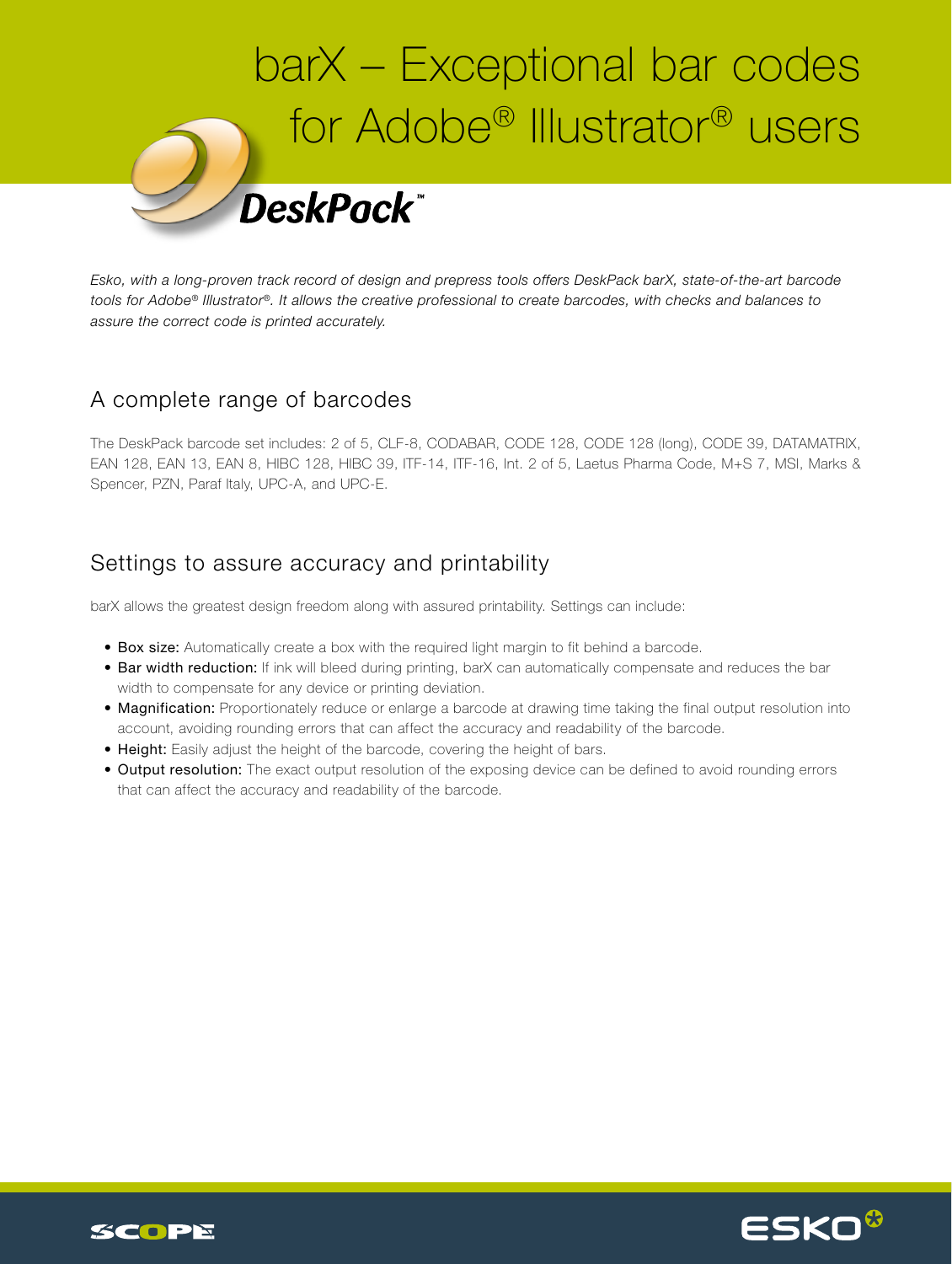# barX – Exceptional bar codes for Adobe® Illustrator® users

DeskPack™

*Esko, with a long-proven track record of design and prepress tools offers DeskPack barX, state-of-the-art barcode tools for Adobe® Illustrator®. It allows the creative professional to create barcodes, with checks and balances to assure the correct code is printed accurately.*

## A complete range of barcodes

The DeskPack barcode set includes: 2 of 5, CLF-8, CODABAR, CODE 128, CODE 128 (long), CODE 39, DATAMATRIX, EAN 128, EAN 13, EAN 8, HIBC 128, HIBC 39, ITF-14, ITF-16, Int. 2 of 5, Laetus Pharma Code, M+S 7, MSI, Marks & Spencer, PZN, Paraf Italy, UPC-A, and UPC-E.

## Settings to assure accuracy and printability

barX allows the greatest design freedom along with assured printability. Settings can include:

- **Box size:** Automatically create a box with the required light margin to fit behind a barcode.
- **Bar width reduction:** If ink will bleed during printing, barX can automatically compensate and reduces the bar width to compensate for any device or printing deviation.
- **Magnification:** Proportionately reduce or enlarge a barcode at drawing time taking the final output resolution into account, avoiding rounding errors that can affect the accuracy and readability of the barcode.
- **Height:** Easily adjust the height of the barcode, covering the height of bars.
- **Output resolution:** The exact output resolution of the exposing device can be defined to avoid rounding errors that can affect the accuracy and readability of the barcode.

SCOPE

ESKO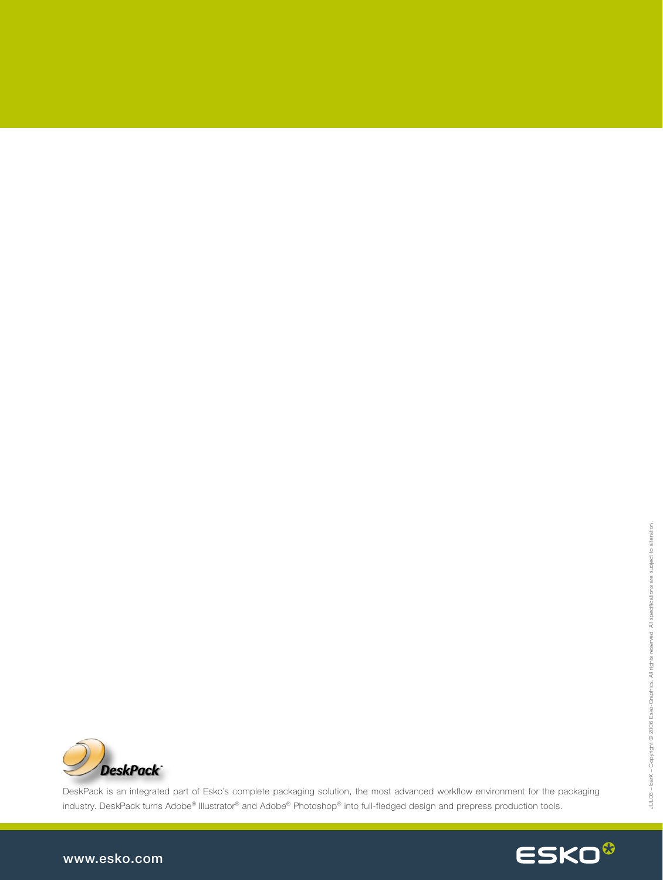DeskPack is an integrated part of Esko's complete packaging solution, the most advanced workflow environment for the packaging industry. DeskPack turns Adobe® Illustrator® and Adobe® Photoshop® into full-fledged design and prepress production tools.

JUL06 – barX – Copyright © 2006 Esko-Graphics. All rights reserved. All specifications are subject to alteration.

www.esko.com